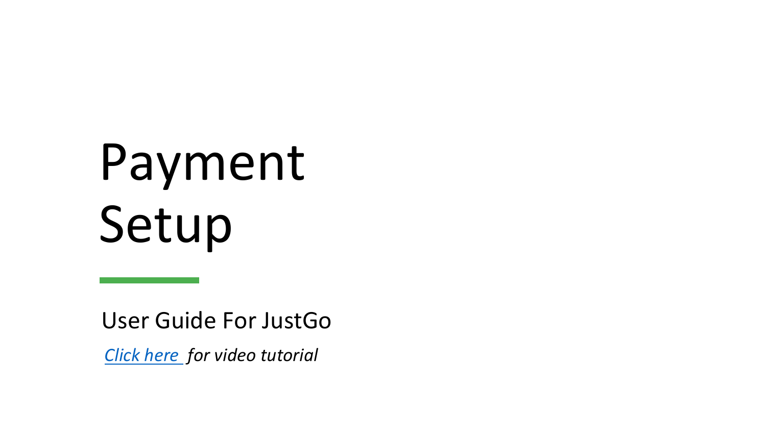# Payment Setup

User Guide For JustGo

*Click here for video tutorial*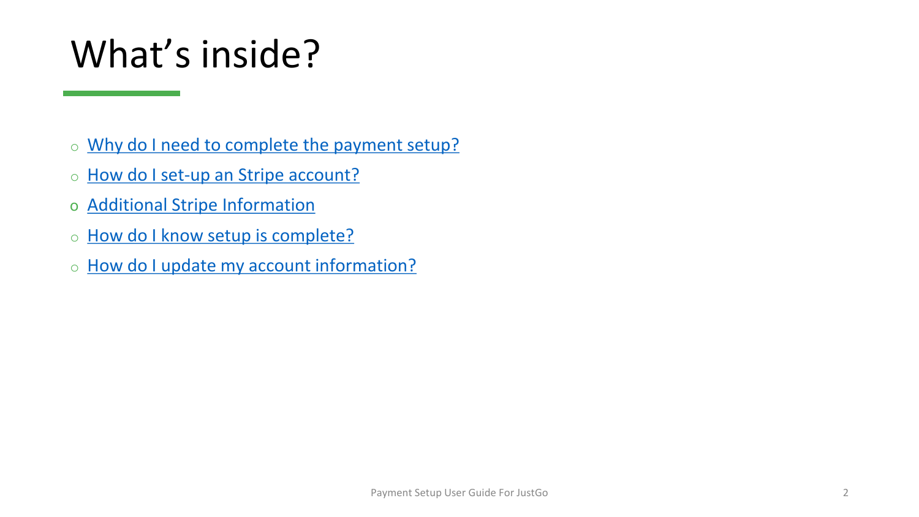# What's inside?

- Why do I need to complete the payment setup?
- How do I set-up an Stripe account?
- Additional Stripe Information
- How do I know setup is complete?
- How do I update my account information?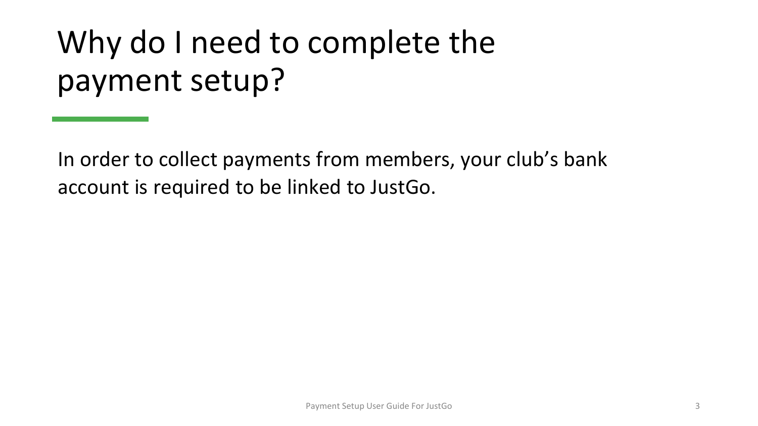# Why do I need to complete the payment setup?

In order to collect payments from members, your club's bank account is required to be linked to JustGo.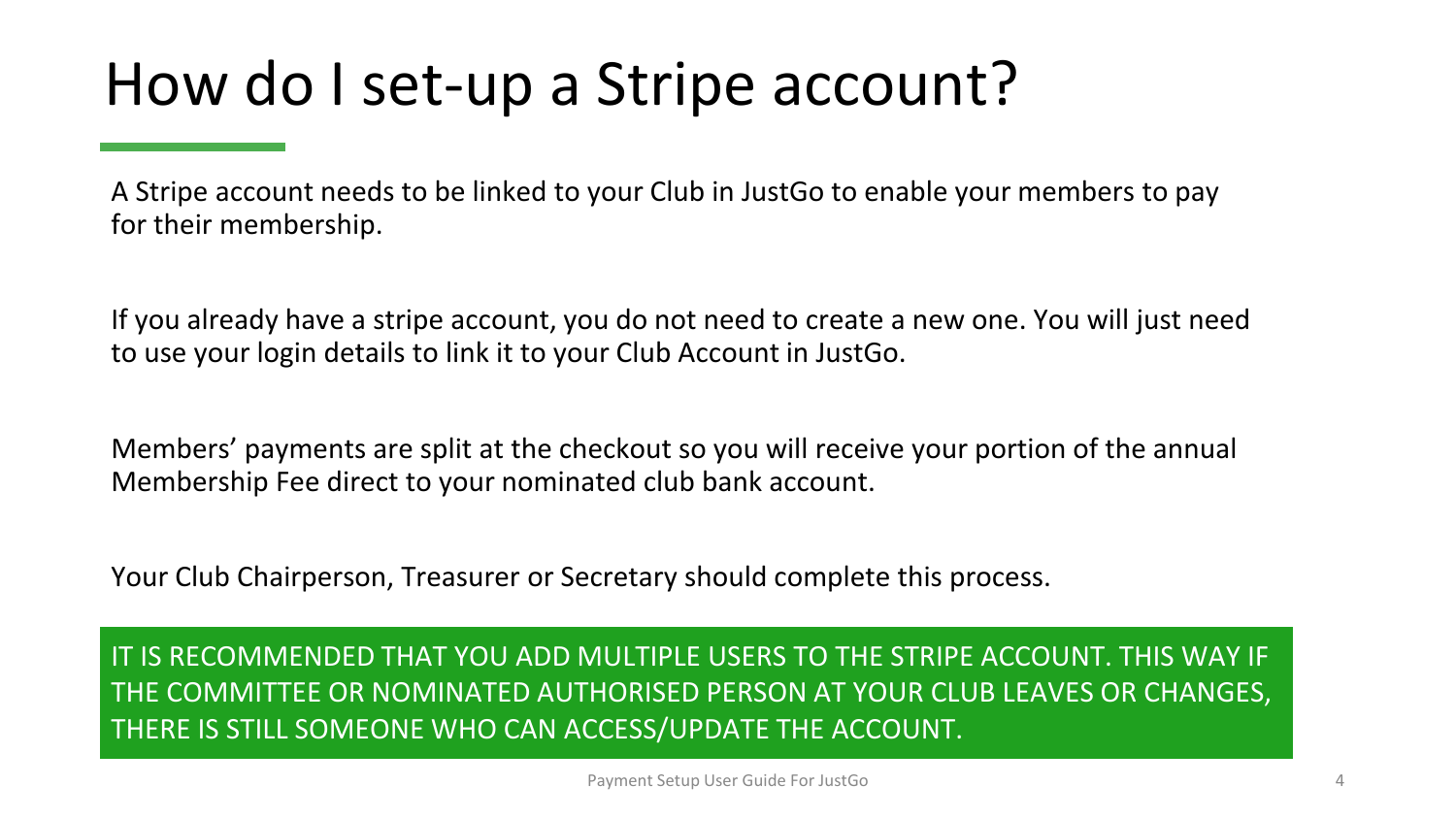# How do I set-up a Stripe account?

A Stripe account needs to be linked to your Club in JustGo to enable your members to pay for their membership.

If you already have a stripe account, you do not need to create a new one. You will just need to use your login details to link it to your Club Account in JustGo.

Members' payments are split at the checkout so you will receive your portion of the annual Membership Fee direct to your nominated club bank account.

Your Club Chairperson, Treasurer or Secretary should complete this process.

IT IS RECOMMENDED THAT YOU ADD MULTIPLE USERS TO THE STRIPE ACCOUNT. THIS WAY IF THE COMMITTEE OR NOMINATED AUTHORISED PERSON AT YOUR CLUB LEAVES OR CHANGES, THERE IS STILL SOMEONE WHO CAN ACCESS/UPDATE THE ACCOUNT.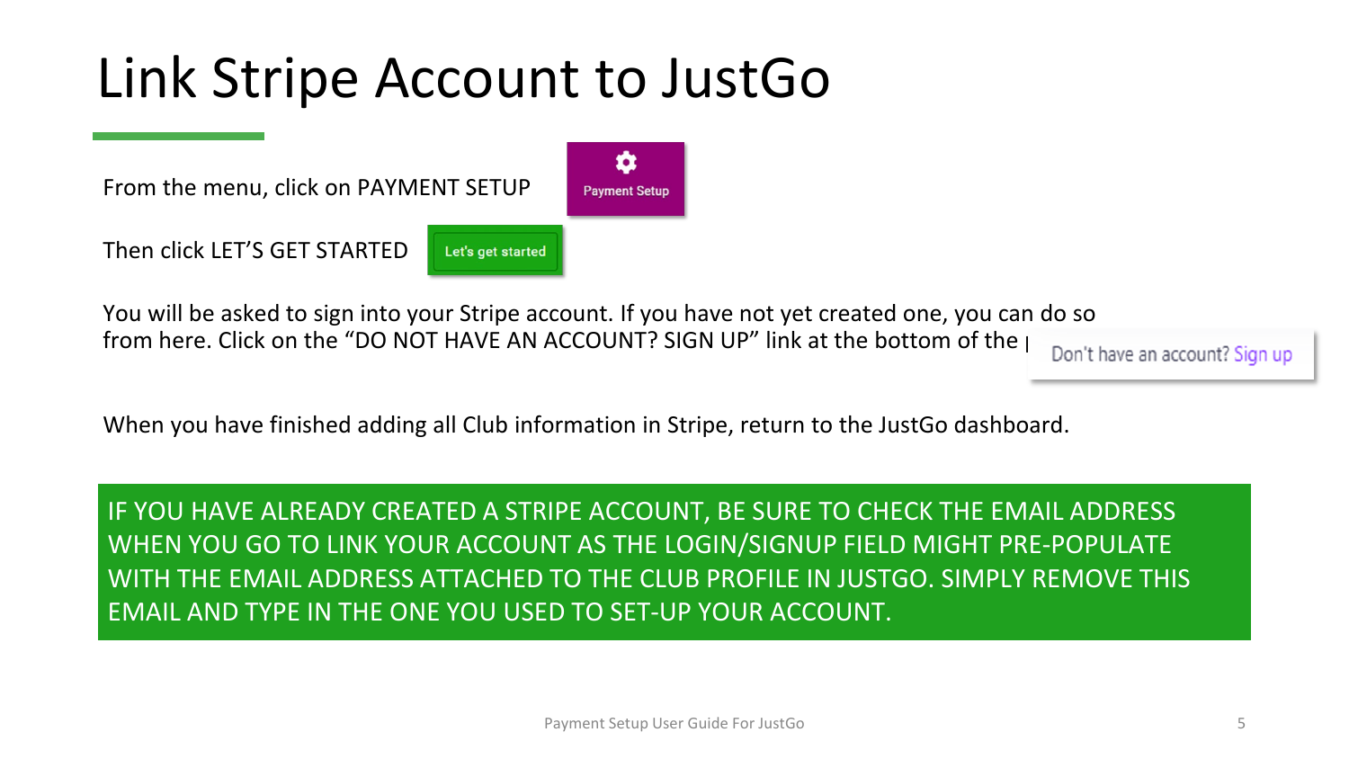# Link Stripe Account to JustGo

From the menu, click on PAYMENT SETUP

Payment Setup

Then click LET'S GET STARTED

Let's get started

You will be asked to sign into your Stripe account. If you have not yet created one, you can do so from here. Click on the "DO NOT HAVE AN ACCOUNT? SIGN UP" link at the bottom of the p

Don't have an account? Sign up

When you have finished adding all Club information in Stripe, return to the JustGo dashboard.

IF YOU HAVE ALREADY CREATED A STRIPE ACCOUNT, BE SURE TO CHECK THE EMAIL ADDRESS WHEN YOU GO TO LINK YOUR ACCOUNT AS THE LOGIN/SIGNUP FIELD MIGHT PRE-POPULATE WITH THE EMAIL ADDRESS ATTACHED TO THE CLUB PROFILE IN JUSTGO. SIMPLY REMOVE THIS EMAIL AND TYPE IN THE ONE YOU USED TO SET-UP YOUR ACCOUNT.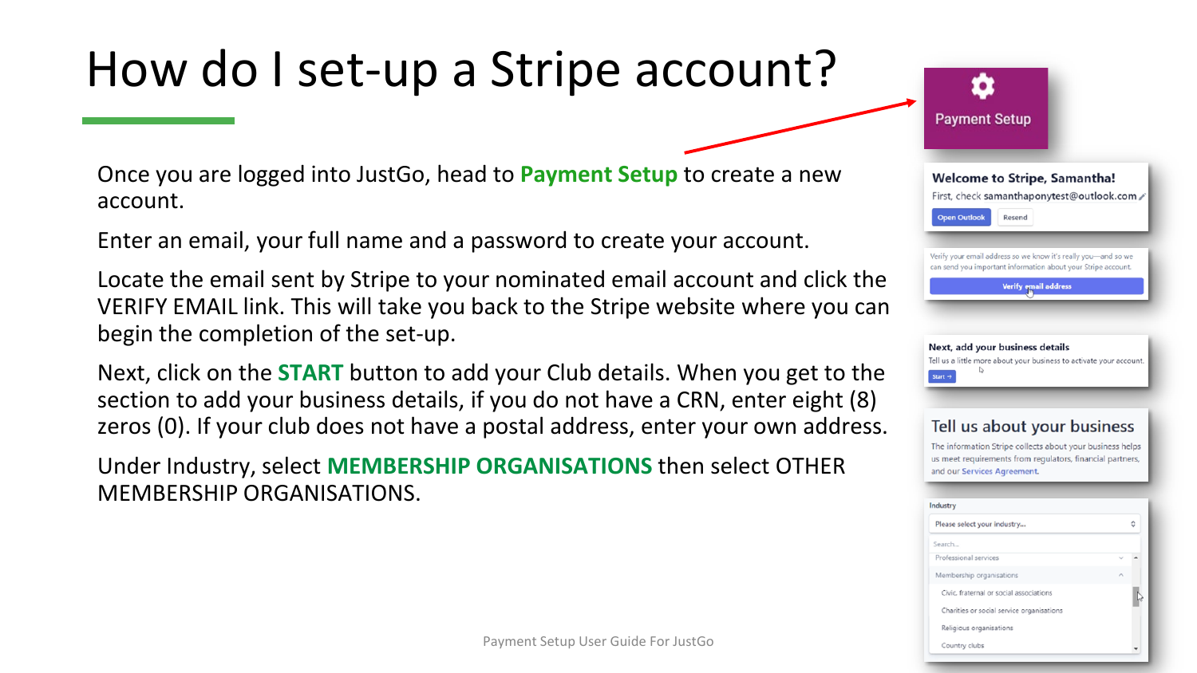# How do I set-up a Stripe account?

Once you are logged into JustGo, head to **Payment Setup** to create a new account.

Enter an email, your full name and a password to create your account.

Locate the email sent by Stripe to your nominated email account and click the VERIFY EMAIL link. This will take you back to the Stripe website where you can begin the completion of the set-up.

Next, click on the **START** button to add your Club details. When you get to the section to add your business details, if you do not have a CRN, enter eight (8) zeros (0). If your club does not have a postal address, enter your own address.

Under Industry, select **MEMBERSHIP ORGANISATIONS** then select OTHER MEMBERSHIP ORGANISATIONS.

Payment Setup

Welcome to Stripe, Samantha!

First, check samanthaponytest@outlook.com

Open Outlook | Resend

Verify your email address so we know it's really you—and so we can send you important information about your Stripe account.

Verify email address

Next, add your business details

Tell us a little more about your business to activate your account.

Start →

Tell us about your business

The information Stripe collects about your business helps us meet requirements from regulators, financial partners, and our Services Agreement.

Industry

Please select your industry...

Search...

Professional services

Membership organisations

Civic, fraternal or social associations

Charities or social service organisations

Religious organisations

Country clubs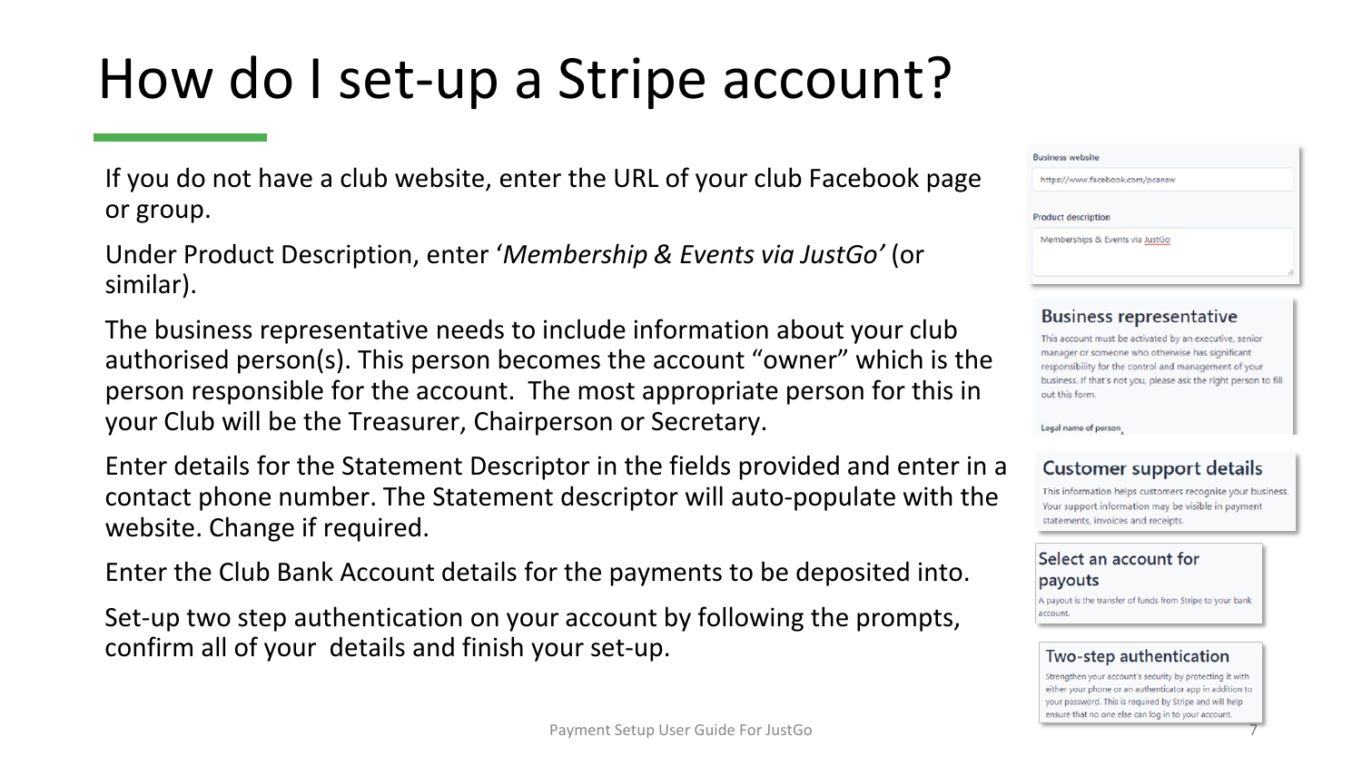# How do I set-up a Stripe account?

If you do not have a club website, enter the URL of your club Facebook page or group.

Under Product Description, enter '*Membership & Events via JustGo*' (or similar).

The business representative needs to include information about your club authorised person(s). This person becomes the account "owner" which is the person responsible for the account. The most appropriate person for this in your Club will be the Treasurer, Chairperson or Secretary.

Enter details for the Statement Descriptor in the fields provided and enter in a contact phone number. The Statement descriptor will auto-populate with the website. Change if required.

Enter the Club Bank Account details for the payments to be deposited into.

Set-up two step authentication on your account by following the prompts, confirm all of your details and finish your set-up.

Business website

https://www.facebook.com/pcansw

Product description

Memberships & Events via JustGo

## Business representative

This account must be activated by an executive, senior manager or someone who otherwise has significant responsibility for the control and management of your business. If that's not you, please ask the right person to fill out this form.

Legal name of person

## Customer support details

This information helps customers recognise your business. Your support information may be visible in payment statements, invoices and receipts.

## Select an account for payouts

A payout is the transfer of funds from Stripe to your bank account.

## Two-step authentication

Strengthen your account's security by protecting it with either your phone or an authenticator app in addition to your password. This is required by Stripe and will help ensure that no one else can log in to your account.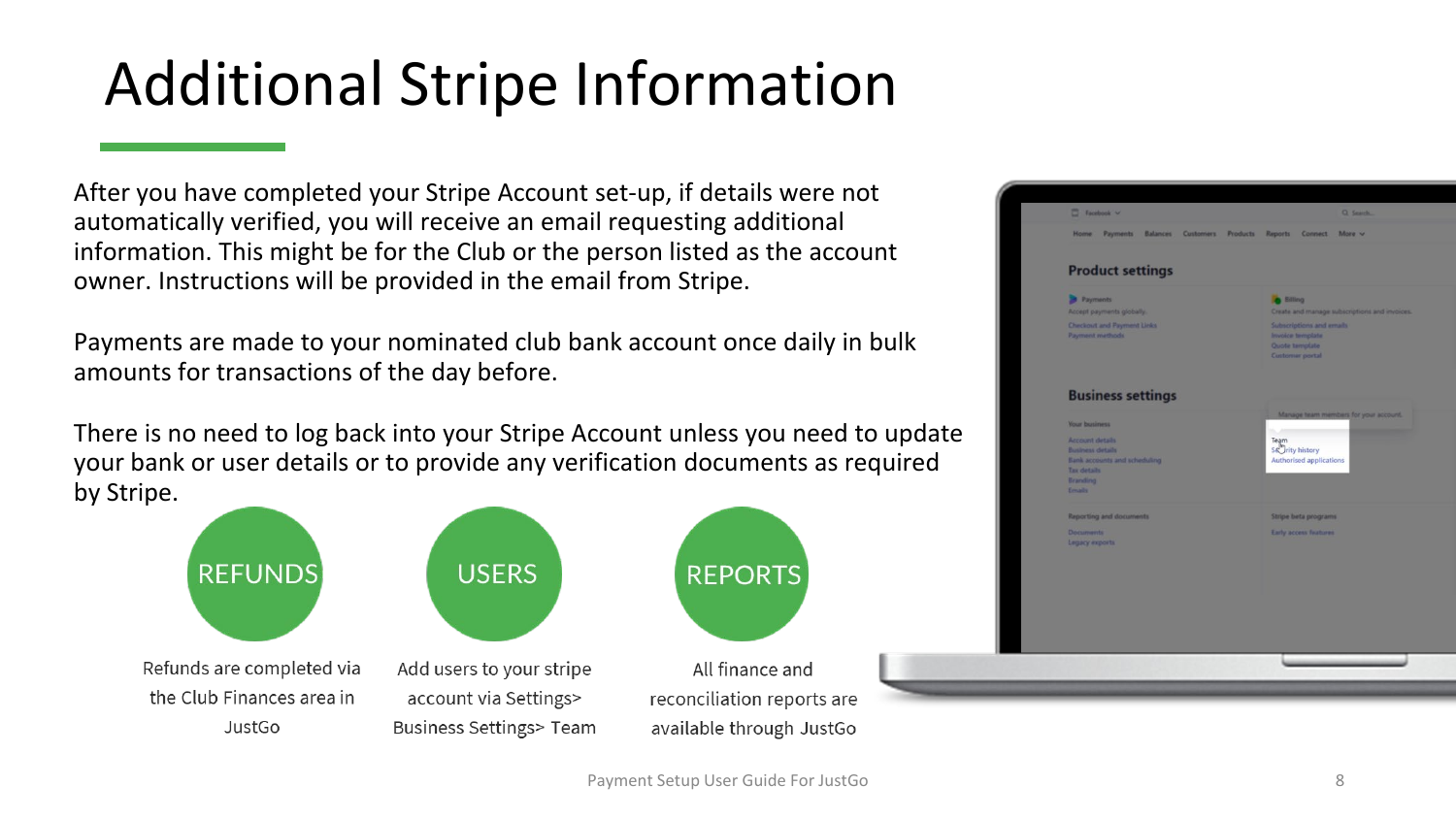# Additional Stripe Information

After you have completed your Stripe Account set-up, if details were not automatically verified, you will receive an email requesting additional information. This might be for the Club or the person listed as the account owner. Instructions will be provided in the email from Stripe.

Payments are made to your nominated club bank account once daily in bulk amounts for transactions of the day before.

There is no need to log back into your Stripe Account unless you need to update your bank or user details or to provide any verification documents as required by Stripe.

### REFUNDS

Refunds are completed via the Club Finances area in JustGo

### USERS

Add users to your stripe account via Settings> Business Settings> Team

### REPORTS

All finance and reconciliation reports are available through JustGo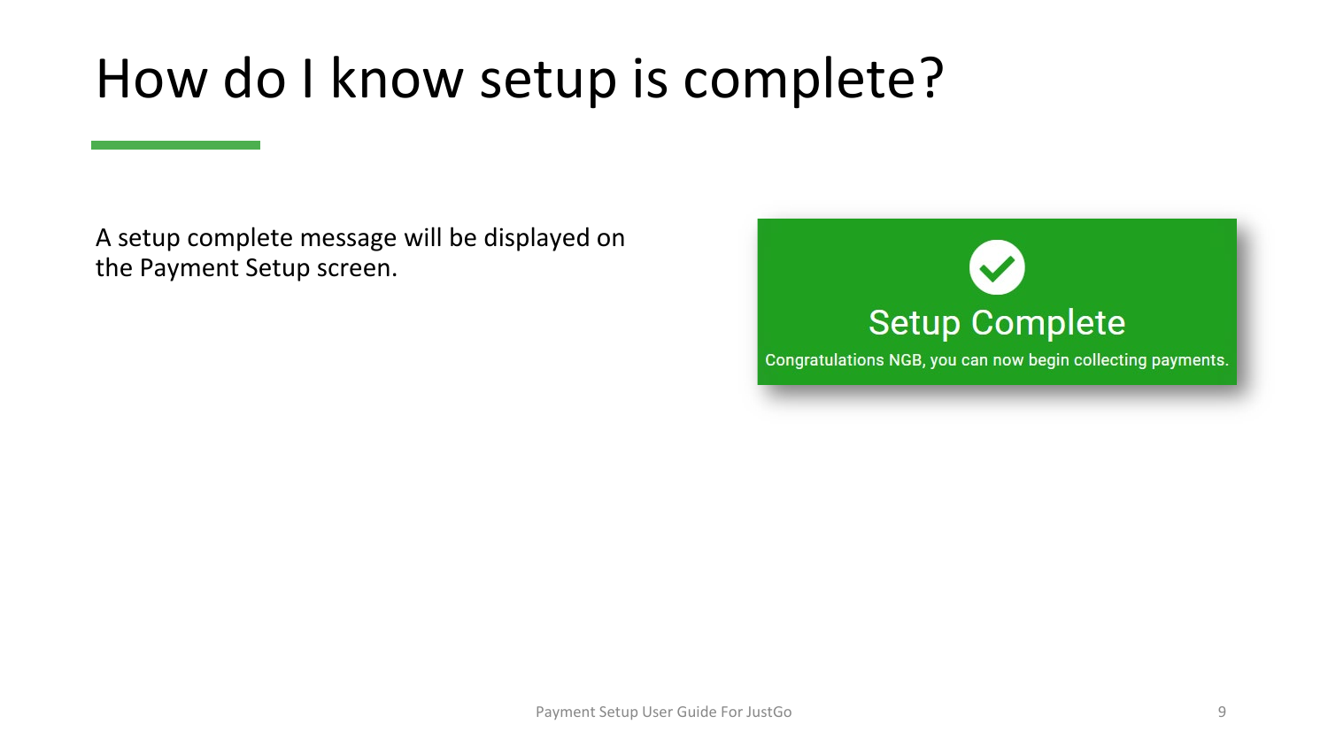# How do I know setup is complete?

A setup complete message will be displayed on the Payment Setup screen.

**Setup Complete**

Congratulations NGB, you can now begin collecting payments.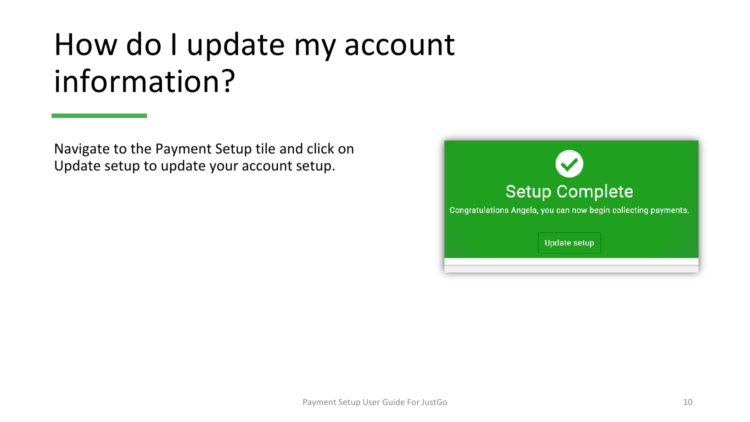# How do I update my account information?

Navigate to the Payment Setup tile and click on Update setup to update your account setup.

Setup Complete

Congratulations Angela, you can now begin collecting payments.

Update setup